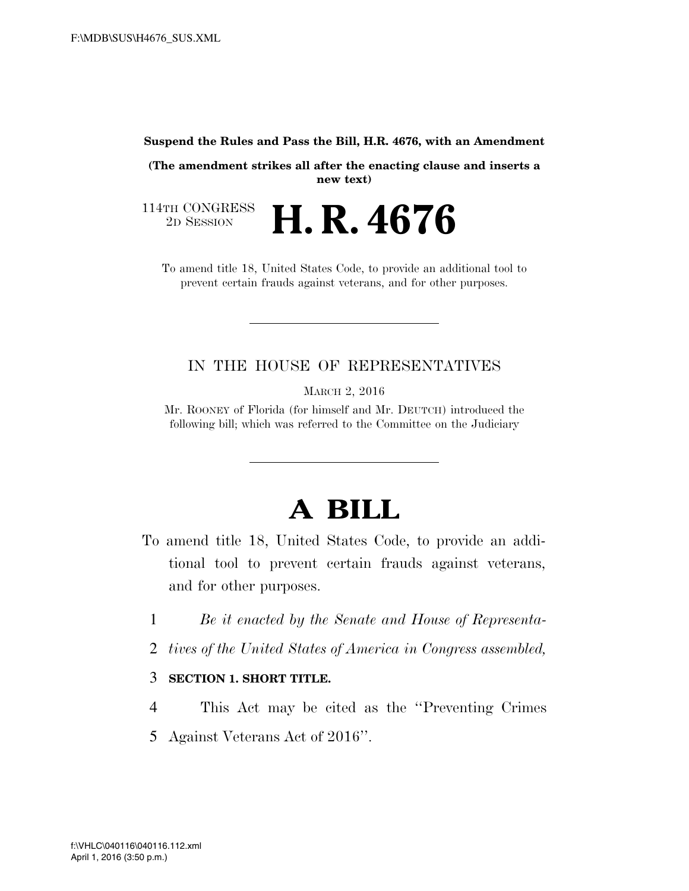**Suspend the Rules and Pass the Bill, H.R. 4676, with an Amendment**

**(The amendment strikes all after the enacting clause and inserts a new text)**

114TH CONGRESS
2D SESSION

# H. R. 4676

To amend title 18, United States Code, to provide an additional tool to prevent certain frauds against veterans, and for other purposes.

---

IN THE HOUSE OF REPRESENTATIVES

MARCH 2, 2016

Mr. ROONEY of Florida (for himself and Mr. DEUTCH) introduced the following bill; which was referred to the Committee on the Judiciary

---

# A BILL

To amend title 18, United States Code, to provide an additional tool to prevent certain frauds against veterans, and for other purposes.

1 *Be it enacted by the Senate and House of Representa-*
2 *tives of the United States of America in Congress assembled,*

3 **SECTION 1. SHORT TITLE.**

4 This Act may be cited as the ''Preventing Crimes
5 Against Veterans Act of 2016''.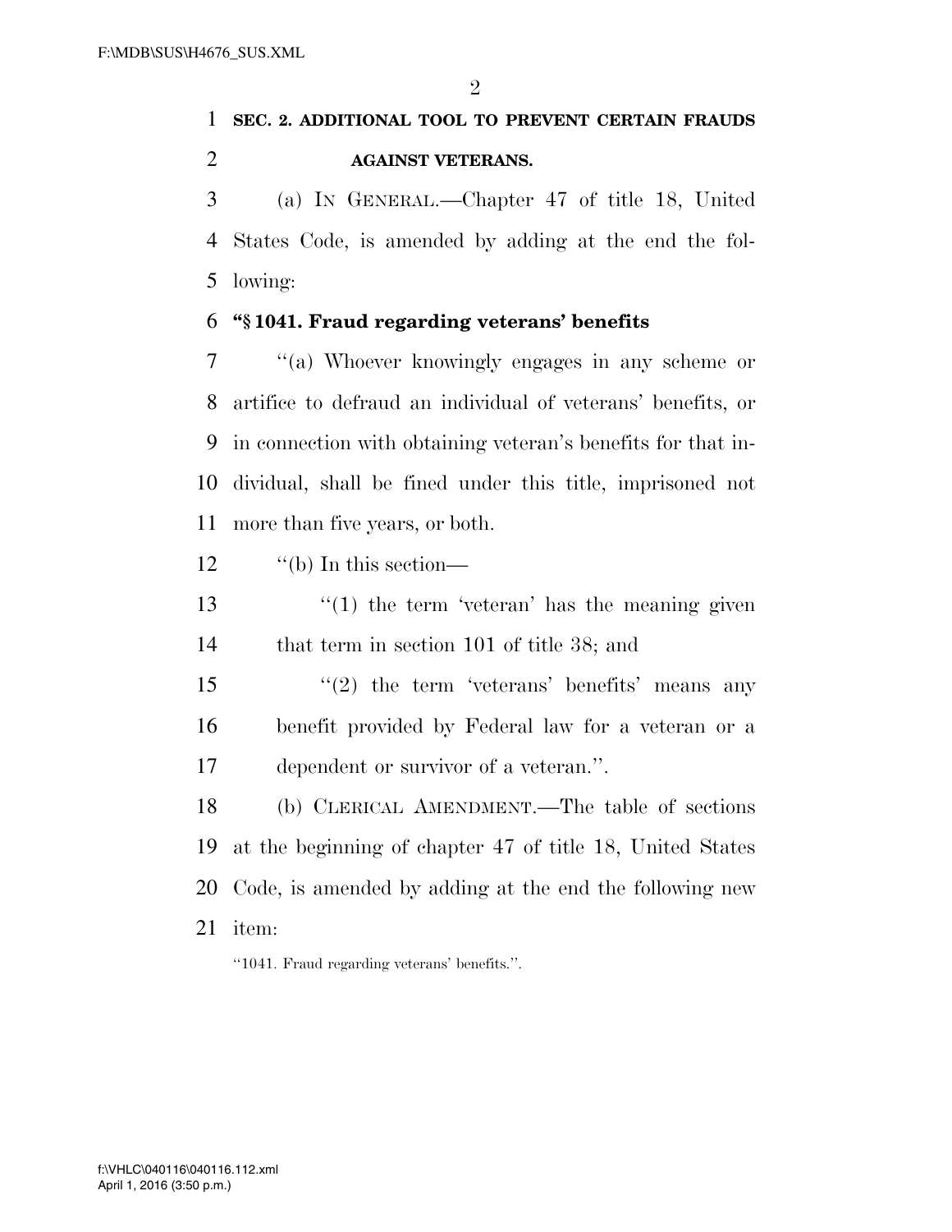**SEC. 2. ADDITIONAL TOOL TO PREVENT CERTAIN FRAUDS AGAINST VETERANS.**

(a) IN GENERAL.—Chapter 47 of title 18, United States Code, is amended by adding at the end the following:

**"§ 1041. Fraud regarding veterans' benefits**

"(a) Whoever knowingly engages in any scheme or artifice to defraud an individual of veterans' benefits, or in connection with obtaining veteran's benefits for that individual, shall be fined under this title, imprisoned not more than five years, or both.

"(b) In this section—

"(1) the term 'veteran' has the meaning given that term in section 101 of title 38; and

"(2) the term 'veterans' benefits' means any benefit provided by Federal law for a veteran or a dependent or survivor of a veteran.".

(b) CLERICAL AMENDMENT.—The table of sections at the beginning of chapter 47 of title 18, United States Code, is amended by adding at the end the following new item:

"1041. Fraud regarding veterans' benefits.".